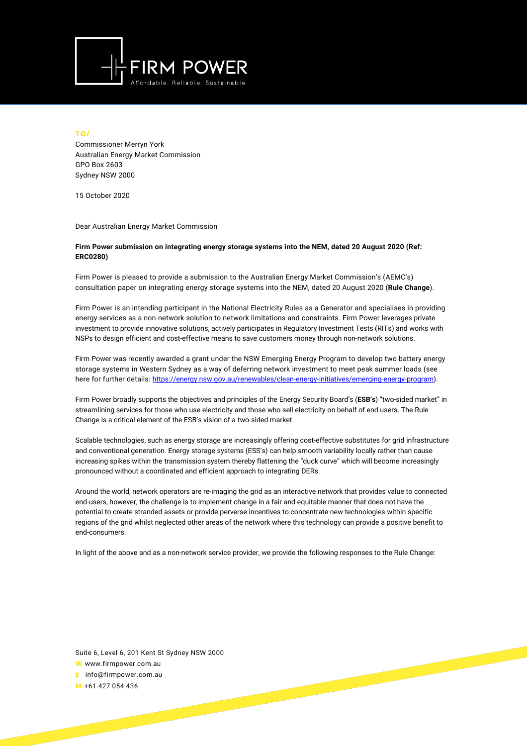FIRM POWER

Affordable. Reliable. Sustainable.

**TO/**

Commissioner Merryn York
Australian Energy Market Commission
GPO Box 2603
Sydney NSW 2000

15 October 2020

Dear Australian Energy Market Commission

**Firm Power submission on integrating energy storage systems into the NEM, dated 20 August 2020 (Ref: ERC0280)**

Firm Power is pleased to provide a submission to the Australian Energy Market Commission's (AEMC's) consultation paper on integrating energy storage systems into the NEM, dated 20 August 2020 (**Rule Change**).

Firm Power is an intending participant in the National Electricity Rules as a Generator and specialises in providing energy services as a non-network solution to network limitations and constraints. Firm Power leverages private investment to provide innovative solutions, actively participates in Regulatory Investment Tests (RITs) and works with NSPs to design efficient and cost-effective means to save customers money through non-network solutions.

Firm Power was recently awarded a grant under the NSW Emerging Energy Program to develop two battery energy storage systems in Western Sydney as a way of deferring network investment to meet peak summer loads (see here for further details: https://energy.nsw.gov.au/renewables/clean-energy-initiatives/emerging-energy-program).

Firm Power broadly supports the objectives and principles of the Energy Security Board's (**ESB's**) "two-sided market" in streamlining services for those who use electricity and those who sell electricity on behalf of end users. The Rule Change is a critical element of the ESB's vision of a two-sided market.

Scalable technologies, such as energy storage are increasingly offering cost-effective substitutes for grid infrastructure and conventional generation. Energy storage systems (ESS's) can help smooth variability locally rather than cause increasing spikes within the transmission system thereby flattening the "duck curve" which will become increasingly pronounced without a coordinated and efficient approach to integrating DERs.

Around the world, network operators are re-imaging the grid as an interactive network that provides value to connected end-users, however, the challenge is to implement change in a fair and equitable manner that does not have the potential to create stranded assets or provide perverse incentives to concentrate new technologies within specific regions of the grid whilst neglected other areas of the network where this technology can provide a positive benefit to end-consumers.

In light of the above and as a non-network service provider, we provide the following responses to the Rule Change:

Suite 6, Level 6, 201 Kent St Sydney NSW 2000
W www.firmpower.com.au
E info@firmpower.com.au
M +61 427 054 436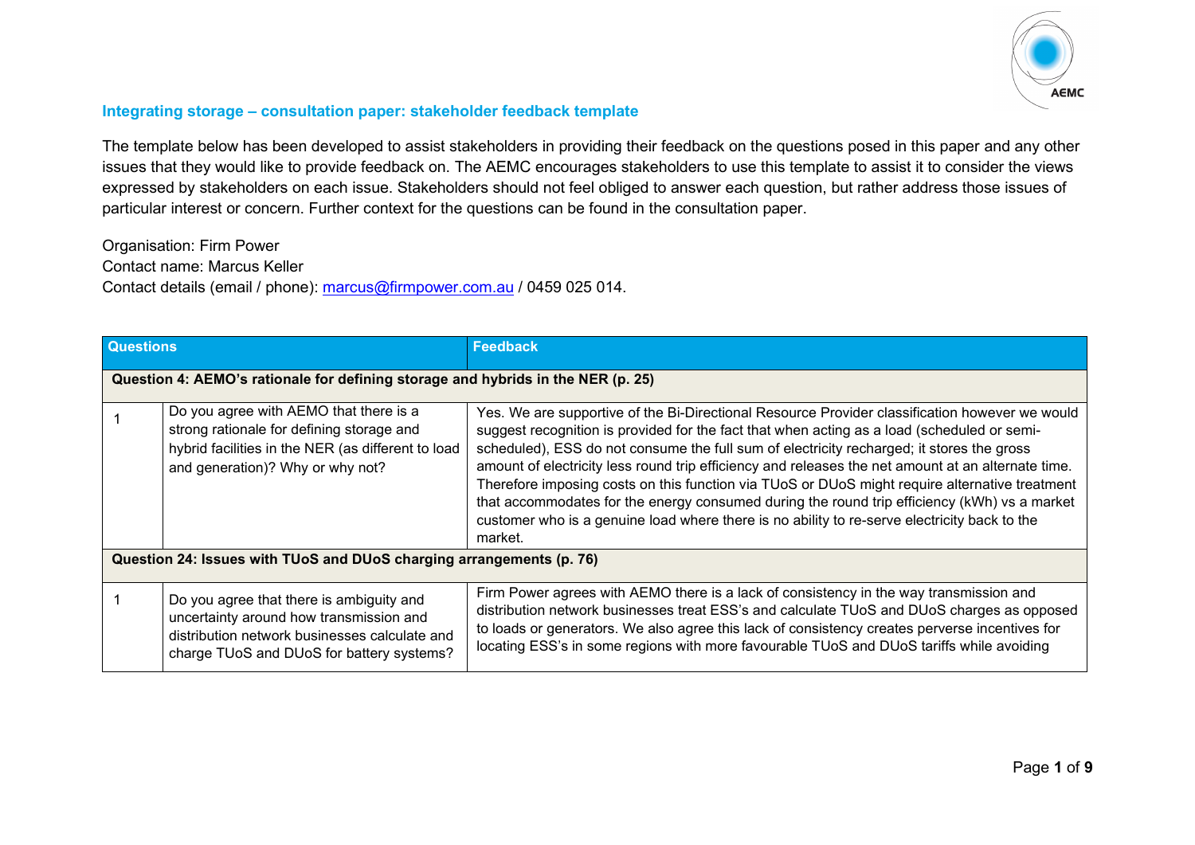### Integrating storage – consultation paper: stakeholder feedback template

The template below has been developed to assist stakeholders in providing their feedback on the questions posed in this paper and any other issues that they would like to provide feedback on. The AEMC encourages stakeholders to use this template to assist it to consider the views expressed by stakeholders on each issue. Stakeholders should not feel obliged to answer each question, but rather address those issues of particular interest or concern. Further context for the questions can be found in the consultation paper.

Organisation: Firm Power
Contact name: Marcus Keller
Contact details (email / phone): marcus@firmpower.com.au / 0459 025 014.

| Questions | | Feedback |
|---|---|---|
| **Question 4: AEMO's rationale for defining storage and hybrids in the NER (p. 25)** | | |
| 1 | Do you agree with AEMO that there is a strong rationale for defining storage and hybrid facilities in the NER (as different to load and generation)? Why or why not? | Yes. We are supportive of the Bi-Directional Resource Provider classification however we would suggest recognition is provided for the fact that when acting as a load (scheduled or semi-scheduled), ESS do not consume the full sum of electricity recharged; it stores the gross amount of electricity less round trip efficiency and releases the net amount at an alternate time. Therefore imposing costs on this function via TUoS or DUoS might require alternative treatment that accommodates for the energy consumed during the round trip efficiency (kWh) vs a market customer who is a genuine load where there is no ability to re-serve electricity back to the market. |
| **Question 24: Issues with TUoS and DUoS charging arrangements (p. 76)** | | |
| 1 | Do you agree that there is ambiguity and uncertainty around how transmission and distribution network businesses calculate and charge TUoS and DUoS for battery systems? | Firm Power agrees with AEMO there is a lack of consistency in the way transmission and distribution network businesses treat ESS's and calculate TUoS and DUoS charges as opposed to loads or generators. We also agree this lack of consistency creates perverse incentives for locating ESS's in some regions with more favourable TUoS and DUoS tariffs while avoiding |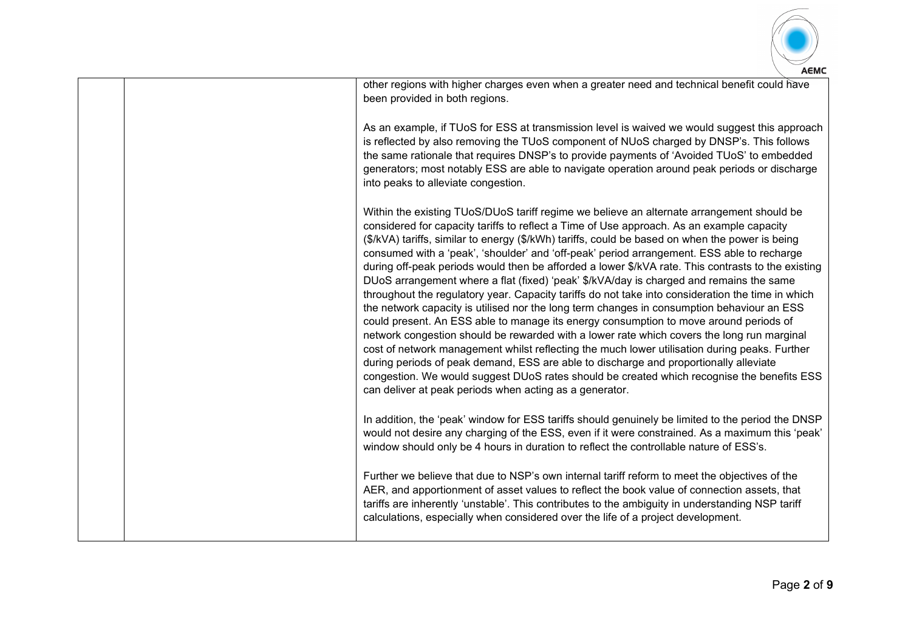| | | other regions with higher charges even when a greater need and technical benefit could have been provided in both regions.<br><br>As an example, if TUoS for ESS at transmission level is waived we would suggest this approach is reflected by also removing the TUoS component of NUoS charged by DNSP's. This follows the same rationale that requires DNSP's to provide payments of 'Avoided TUoS' to embedded generators; most notably ESS are able to navigate operation around peak periods or discharge into peaks to alleviate congestion.<br><br>Within the existing TUoS/DUoS tariff regime we believe an alternate arrangement should be considered for capacity tariffs to reflect a Time of Use approach. As an example capacity ($/kVA) tariffs, similar to energy ($/kWh) tariffs, could be based on when the power is being consumed with a 'peak', 'shoulder' and 'off-peak' period arrangement. ESS able to recharge during off-peak periods would then be afforded a lower $/kVA rate. This contrasts to the existing DUoS arrangement where a flat (fixed) 'peak' $/kVA/day is charged and remains the same throughout the regulatory year. Capacity tariffs do not take into consideration the time in which the network capacity is utilised nor the long term changes in consumption behaviour an ESS could present. An ESS able to manage its energy consumption to move around periods of network congestion should be rewarded with a lower rate which covers the long run marginal cost of network management whilst reflecting the much lower utilisation during peaks. Further during periods of peak demand, ESS are able to discharge and proportionally alleviate congestion. We would suggest DUoS rates should be created which recognise the benefits ESS can deliver at peak periods when acting as a generator.<br><br>In addition, the 'peak' window for ESS tariffs should genuinely be limited to the period the DNSP would not desire any charging of the ESS, even if it were constrained. As a maximum this 'peak' window should only be 4 hours in duration to reflect the controllable nature of ESS's.<br><br>Further we believe that due to NSP's own internal tariff reform to meet the objectives of the AER, and apportionment of asset values to reflect the book value of connection assets, that tariffs are inherently 'unstable'. This contributes to the ambiguity in understanding NSP tariff calculations, especially when considered over the life of a project development. |
|---|---|---|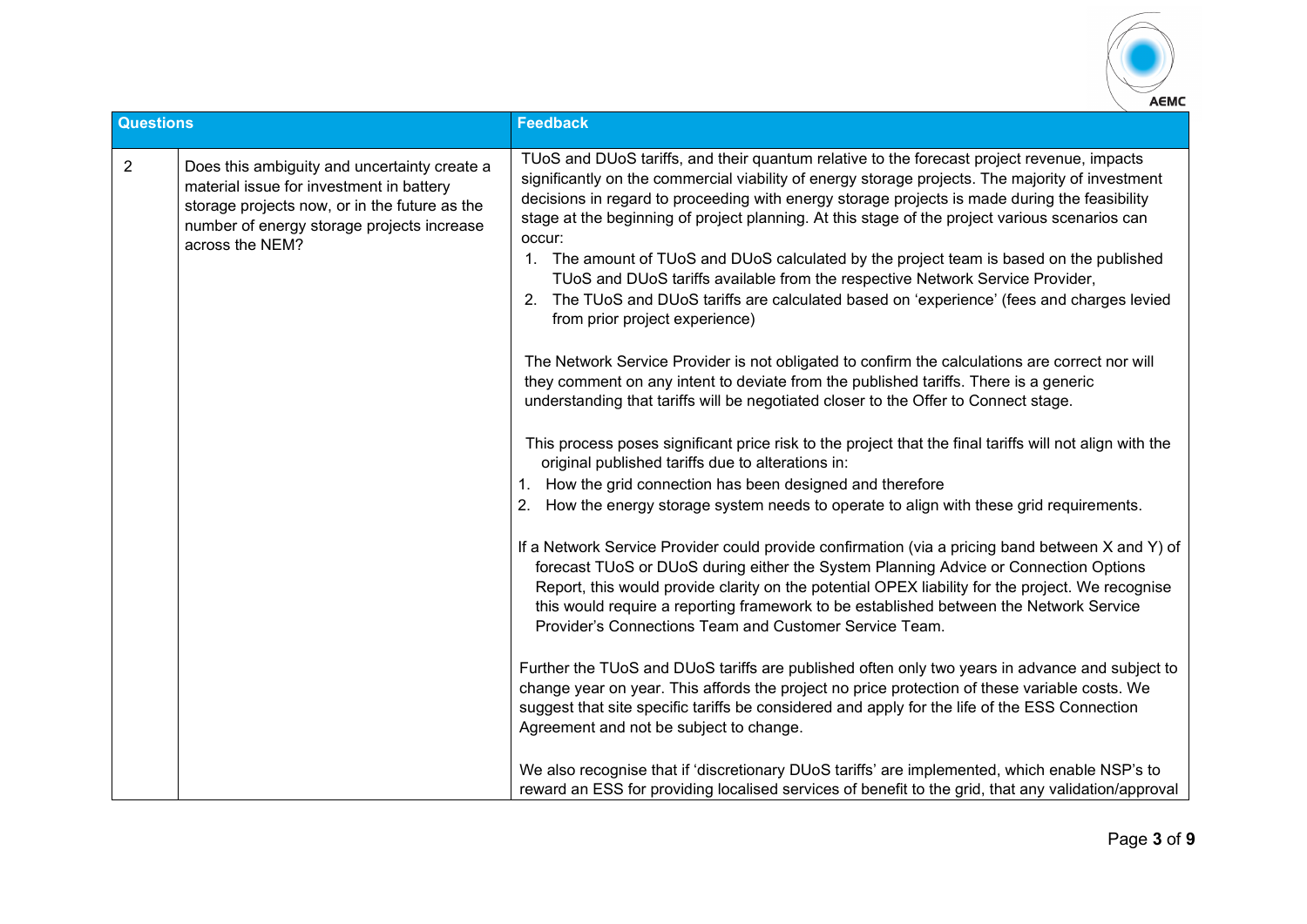| Questions | | Feedback |
|---|---|---|
| 2 | Does this ambiguity and uncertainty create a material issue for investment in battery storage projects now, or in the future as the number of energy storage projects increase across the NEM? | TUoS and DUoS tariffs, and their quantum relative to the forecast project revenue, impacts significantly on the commercial viability of energy storage projects. The majority of investment decisions in regard to proceeding with energy storage projects is made during the feasibility stage at the beginning of project planning. At this stage of the project various scenarios can occur:<br>1. The amount of TUoS and DUoS calculated by the project team is based on the published TUoS and DUoS tariffs available from the respective Network Service Provider,<br>2. The TUoS and DUoS tariffs are calculated based on 'experience' (fees and charges levied from prior project experience)<br><br>The Network Service Provider is not obligated to confirm the calculations are correct nor will they comment on any intent to deviate from the published tariffs. There is a generic understanding that tariffs will be negotiated closer to the Offer to Connect stage.<br><br>This process poses significant price risk to the project that the final tariffs will not align with the original published tariffs due to alterations in:<br>1. How the grid connection has been designed and therefore<br>2. How the energy storage system needs to operate to align with these grid requirements.<br><br>If a Network Service Provider could provide confirmation (via a pricing band between X and Y) of forecast TUoS or DUoS during either the System Planning Advice or Connection Options Report, this would provide clarity on the potential OPEX liability for the project. We recognise this would require a reporting framework to be established between the Network Service Provider's Connections Team and Customer Service Team.<br><br>Further the TUoS and DUoS tariffs are published often only two years in advance and subject to change year on year. This affords the project no price protection of these variable costs. We suggest that site specific tariffs be considered and apply for the life of the ESS Connection Agreement and not be subject to change.<br><br>We also recognise that if 'discretionary DUoS tariffs' are implemented, which enable NSP's to reward an ESS for providing localised services of benefit to the grid, that any validation/approval |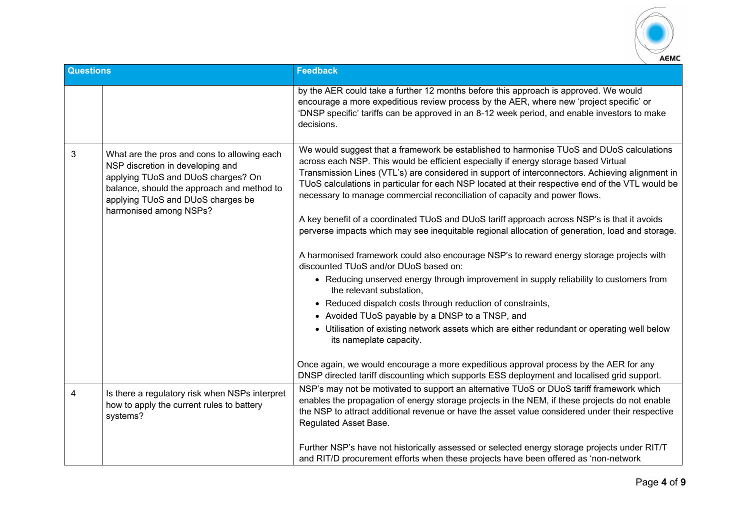| Questions | | Feedback |
|---|---|---|
| | | by the AER could take a further 12 months before this approach is approved. We would encourage a more expeditious review process by the AER, where new 'project specific' or 'DNSP specific' tariffs can be approved in an 8-12 week period, and enable investors to make decisions. |
| 3 | What are the pros and cons to allowing each NSP discretion in developing and applying TUoS and DUoS charges? On balance, should the approach and method to applying TUoS and DUoS charges be harmonised among NSPs? | We would suggest that a framework be established to harmonise TUoS and DUoS calculations across each NSP. This would be efficient especially if energy storage based Virtual Transmission Lines (VTL's) are considered in support of interconnectors. Achieving alignment in TUoS calculations in particular for each NSP located at their respective end of the VTL would be necessary to manage commercial reconciliation of capacity and power flows.<br><br>A key benefit of a coordinated TUoS and DUoS tariff approach across NSP's is that it avoids perverse impacts which may see inequitable regional allocation of generation, load and storage.<br><br>A harmonised framework could also encourage NSP's to reward energy storage projects with discounted TUoS and/or DUoS based on:<br>• Reducing unserved energy through improvement in supply reliability to customers from the relevant substation,<br>• Reduced dispatch costs through reduction of constraints,<br>• Avoided TUoS payable by a DNSP to a TNSP, and<br>• Utilisation of existing network assets which are either redundant or operating well below its nameplate capacity.<br><br>Once again, we would encourage a more expeditious approval process by the AER for any DNSP directed tariff discounting which supports ESS deployment and localised grid support. |
| 4 | Is there a regulatory risk when NSPs interpret how to apply the current rules to battery systems? | NSP's may not be motivated to support an alternative TUoS or DUoS tariff framework which enables the propagation of energy storage projects in the NEM, if these projects do not enable the NSP to attract additional revenue or have the asset value considered under their respective Regulated Asset Base.<br><br>Further NSP's have not historically assessed or selected energy storage projects under RIT/T and RIT/D procurement efforts when these projects have been offered as 'non-network |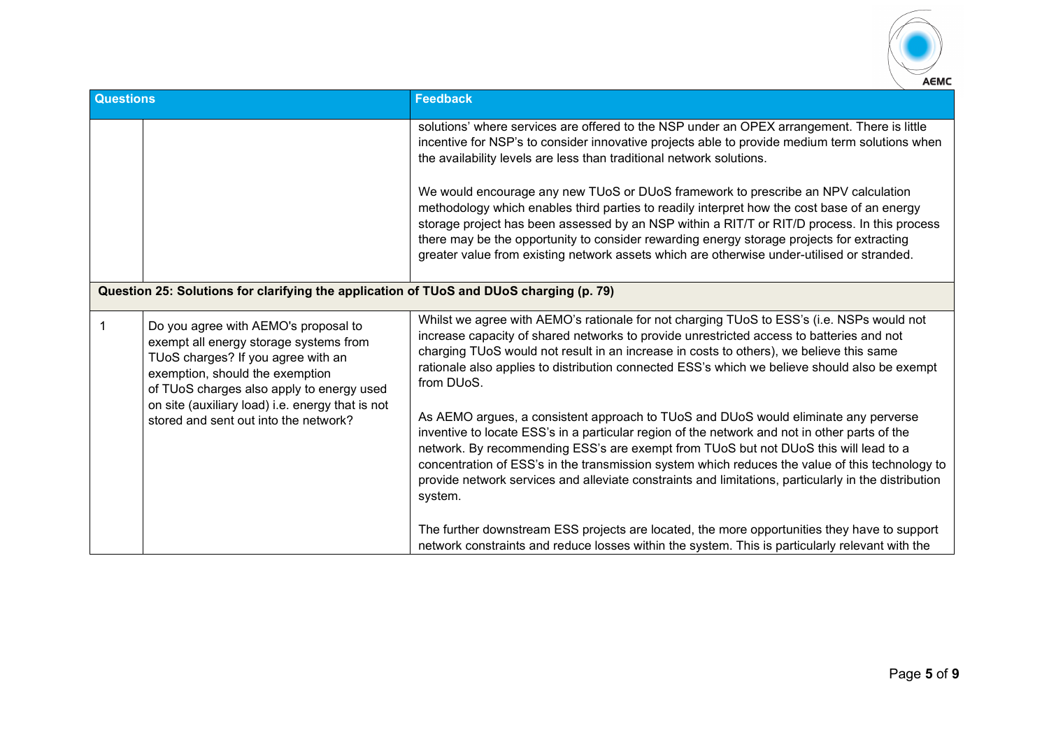| Questions | | Feedback |
|---|---|---|
| | | solutions' where services are offered to the NSP under an OPEX arrangement. There is little incentive for NSP's to consider innovative projects able to provide medium term solutions when the availability levels are less than traditional network solutions.<br><br>We would encourage any new TUoS or DUoS framework to prescribe an NPV calculation methodology which enables third parties to readily interpret how the cost base of an energy storage project has been assessed by an NSP within a RIT/T or RIT/D process. In this process there may be the opportunity to consider rewarding energy storage projects for extracting greater value from existing network assets which are otherwise under-utilised or stranded. |
| **Question 25: Solutions for clarifying the application of TUoS and DUoS charging (p. 79)** | | |
| 1 | Do you agree with AEMO's proposal to exempt all energy storage systems from TUoS charges? If you agree with an exemption, should the exemption of TUoS charges also apply to energy used on site (auxiliary load) i.e. energy that is not stored and sent out into the network? | Whilst we agree with AEMO's rationale for not charging TUoS to ESS's (i.e. NSPs would not increase capacity of shared networks to provide unrestricted access to batteries and not charging TUoS would not result in an increase in costs to others), we believe this same rationale also applies to distribution connected ESS's which we believe should also be exempt from DUoS.<br><br>As AEMO argues, a consistent approach to TUoS and DUoS would eliminate any perverse inventive to locate ESS's in a particular region of the network and not in other parts of the network. By recommending ESS's are exempt from TUoS but not DUoS this will lead to a concentration of ESS's in the transmission system which reduces the value of this technology to provide network services and alleviate constraints and limitations, particularly in the distribution system.<br><br>The further downstream ESS projects are located, the more opportunities they have to support network constraints and reduce losses within the system. This is particularly relevant with the |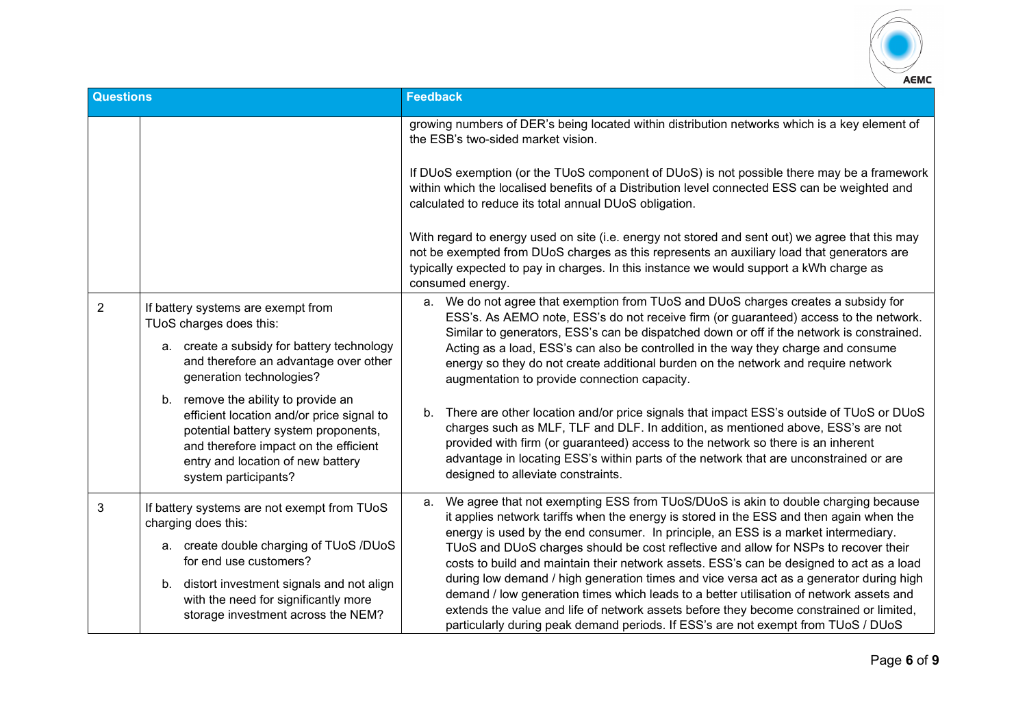| Questions | | Feedback |
|---|---|---|
| | | growing numbers of DER's being located within distribution networks which is a key element of the ESB's two-sided market vision.<br><br>If DUoS exemption (or the TUoS component of DUoS) is not possible there may be a framework within which the localised benefits of a Distribution level connected ESS can be weighted and calculated to reduce its total annual DUoS obligation.<br><br>With regard to energy used on site (i.e. energy not stored and sent out) we agree that this may not be exempted from DUoS charges as this represents an auxiliary load that generators are typically expected to pay in charges. In this instance we would support a kWh charge as consumed energy. |
| 2 | If battery systems are exempt from TUoS charges does this:<br><br>a. create a subsidy for battery technology and therefore an advantage over other generation technologies?<br><br>b. remove the ability to provide an efficient location and/or price signal to potential battery system proponents, and therefore impact on the efficient entry and location of new battery system participants? | a. We do not agree that exemption from TUoS and DUoS charges creates a subsidy for ESS's. As AEMO note, ESS's do not receive firm (or guaranteed) access to the network. Similar to generators, ESS's can be dispatched down or off if the network is constrained. Acting as a load, ESS's can also be controlled in the way they charge and consume energy so they do not create additional burden on the network and require network augmentation to provide connection capacity.<br><br>b. There are other location and/or price signals that impact ESS's outside of TUoS or DUoS charges such as MLF, TLF and DLF. In addition, as mentioned above, ESS's are not provided with firm (or guaranteed) access to the network so there is an inherent advantage in locating ESS's within parts of the network that are unconstrained or are designed to alleviate constraints. |
| 3 | If battery systems are not exempt from TUoS charging does this:<br><br>a. create double charging of TUoS /DUoS for end use customers?<br><br>b. distort investment signals and not align with the need for significantly more storage investment across the NEM? | a. We agree that not exempting ESS from TUoS/DUoS is akin to double charging because it applies network tariffs when the energy is stored in the ESS and then again when the energy is used by the end consumer. In principle, an ESS is a market intermediary. TUoS and DUoS charges should be cost reflective and allow for NSPs to recover their costs to build and maintain their network assets. ESS's can be designed to act as a load during low demand / high generation times and vice versa act as a generator during high demand / low generation times which leads to a better utilisation of network assets and extends the value and life of network assets before they become constrained or limited, particularly during peak demand periods. If ESS's are not exempt from TUoS / DUoS |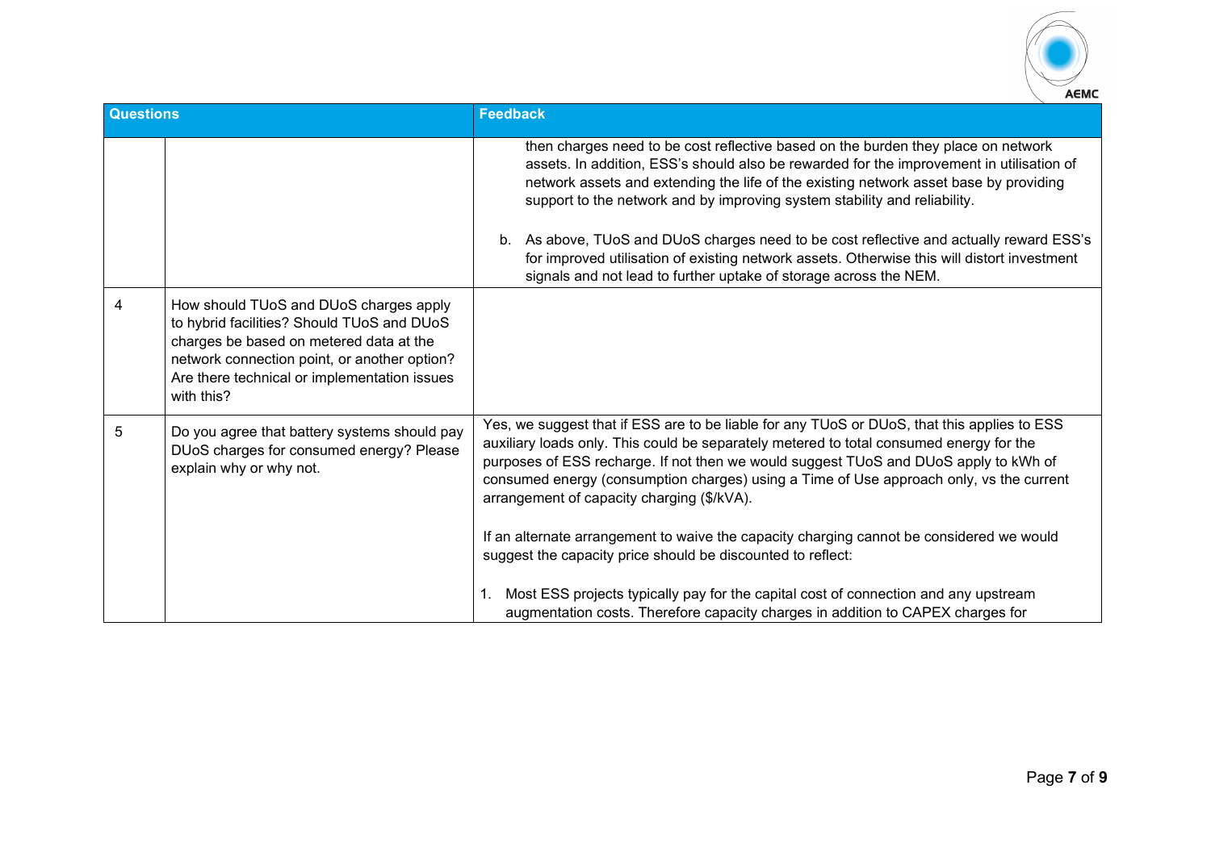| Questions | | Feedback |
|---|---|---|
| | | then charges need to be cost reflective based on the burden they place on network assets. In addition, ESS's should also be rewarded for the improvement in utilisation of network assets and extending the life of the existing network asset base by providing support to the network and by improving system stability and reliability.<br><br>b. As above, TUoS and DUoS charges need to be cost reflective and actually reward ESS's for improved utilisation of existing network assets. Otherwise this will distort investment signals and not lead to further uptake of storage across the NEM. |
| 4 | How should TUoS and DUoS charges apply to hybrid facilities? Should TUoS and DUoS charges be based on metered data at the network connection point, or another option? Are there technical or implementation issues with this? | |
| 5 | Do you agree that battery systems should pay DUoS charges for consumed energy? Please explain why or why not. | Yes, we suggest that if ESS are to be liable for any TUoS or DUoS, that this applies to ESS auxiliary loads only. This could be separately metered to total consumed energy for the purposes of ESS recharge. If not then we would suggest TUoS and DUoS apply to kWh of consumed energy (consumption charges) using a Time of Use approach only, vs the current arrangement of capacity charging ($/kVA).<br><br>If an alternate arrangement to waive the capacity charging cannot be considered we would suggest the capacity price should be discounted to reflect:<br><br>1. Most ESS projects typically pay for the capital cost of connection and any upstream augmentation costs. Therefore capacity charges in addition to CAPEX charges for |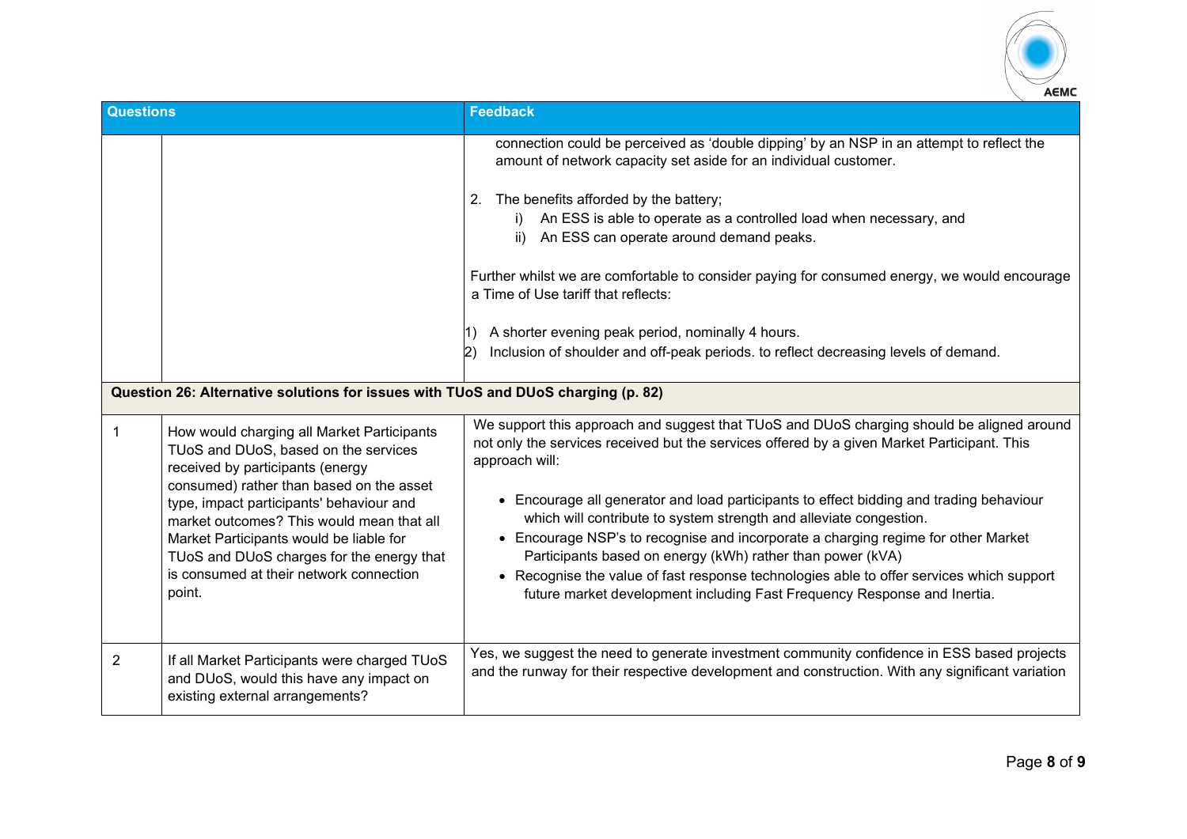| Questions | | Feedback |
|---|---|---|
| | | connection could be perceived as 'double dipping' by an NSP in an attempt to reflect the amount of network capacity set aside for an individual customer.<br><br>2. The benefits afforded by the battery;<br>i) An ESS is able to operate as a controlled load when necessary, and<br>ii) An ESS can operate around demand peaks.<br><br>Further whilst we are comfortable to consider paying for consumed energy, we would encourage a Time of Use tariff that reflects:<br><br>1) A shorter evening peak period, nominally 4 hours.<br>2) Inclusion of shoulder and off-peak periods. to reflect decreasing levels of demand. |
| **Question 26: Alternative solutions for issues with TUoS and DUoS charging (p. 82)** | | |
| 1 | How would charging all Market Participants TUoS and DUoS, based on the services received by participants (energy consumed) rather than based on the asset type, impact participants' behaviour and market outcomes? This would mean that all Market Participants would be liable for TUoS and DUoS charges for the energy that is consumed at their network connection point. | We support this approach and suggest that TUoS and DUoS charging should be aligned around not only the services received but the services offered by a given Market Participant. This approach will:<br><br>• Encourage all generator and load participants to effect bidding and trading behaviour which will contribute to system strength and alleviate congestion.<br>• Encourage NSP's to recognise and incorporate a charging regime for other Market Participants based on energy (kWh) rather than power (kVA)<br>• Recognise the value of fast response technologies able to offer services which support future market development including Fast Frequency Response and Inertia. |
| 2 | If all Market Participants were charged TUoS and DUoS, would this have any impact on existing external arrangements? | Yes, we suggest the need to generate investment community confidence in ESS based projects and the runway for their respective development and construction. With any significant variation |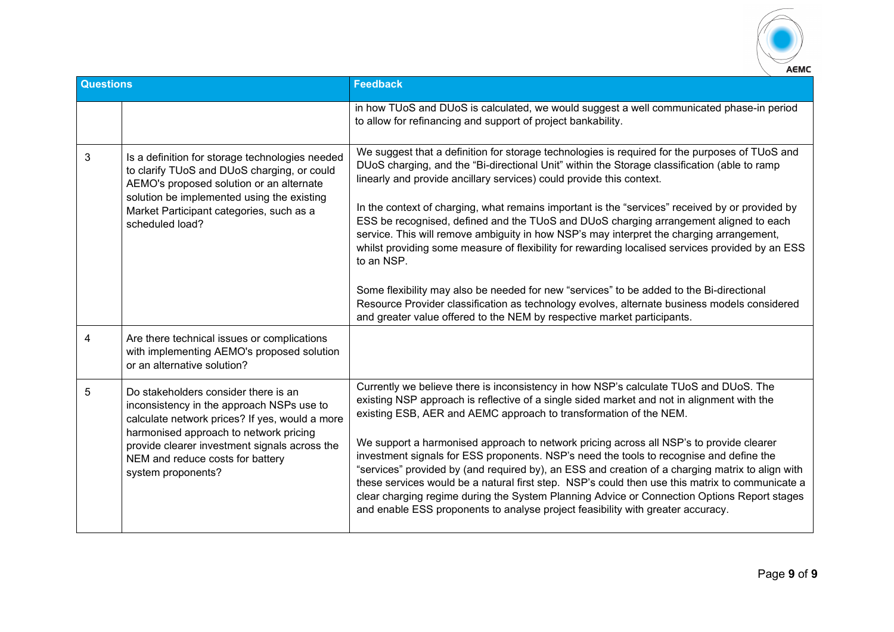| Questions | | Feedback |
|---|---|---|
| | | in how TUoS and DUoS is calculated, we would suggest a well communicated phase-in period to allow for refinancing and support of project bankability. |
| 3 | Is a definition for storage technologies needed to clarify TUoS and DUoS charging, or could AEMO's proposed solution or an alternate solution be implemented using the existing Market Participant categories, such as a scheduled load? | We suggest that a definition for storage technologies is required for the purposes of TUoS and DUoS charging, and the "Bi-directional Unit" within the Storage classification (able to ramp linearly and provide ancillary services) could provide this context.<br><br>In the context of charging, what remains important is the "services" received by or provided by ESS be recognised, defined and the TUoS and DUoS charging arrangement aligned to each service. This will remove ambiguity in how NSP's may interpret the charging arrangement, whilst providing some measure of flexibility for rewarding localised services provided by an ESS to an NSP.<br><br>Some flexibility may also be needed for new "services" to be added to the Bi-directional Resource Provider classification as technology evolves, alternate business models considered and greater value offered to the NEM by respective market participants. |
| 4 | Are there technical issues or complications with implementing AEMO's proposed solution or an alternative solution? | |
| 5 | Do stakeholders consider there is an inconsistency in the approach NSPs use to calculate network prices? If yes, would a more harmonised approach to network pricing provide clearer investment signals across the NEM and reduce costs for battery system proponents? | Currently we believe there is inconsistency in how NSP's calculate TUoS and DUoS. The existing NSP approach is reflective of a single sided market and not in alignment with the existing ESB, AER and AEMC approach to transformation of the NEM.<br><br>We support a harmonised approach to network pricing across all NSP's to provide clearer investment signals for ESS proponents. NSP's need the tools to recognise and define the "services" provided by (and required by), an ESS and creation of a charging matrix to align with these services would be a natural first step. NSP's could then use this matrix to communicate a clear charging regime during the System Planning Advice or Connection Options Report stages and enable ESS proponents to analyse project feasibility with greater accuracy. |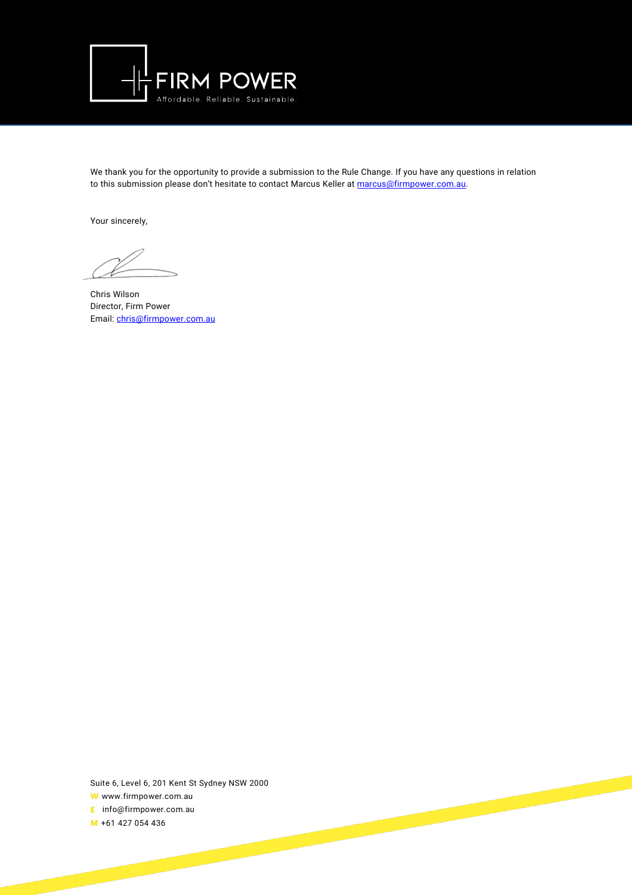We thank you for the opportunity to provide a submission to the Rule Change. If you have any questions in relation to this submission please don't hesitate to contact Marcus Keller at marcus@firmpower.com.au.

Your sincerely,

Chris Wilson
Director, Firm Power
Email: chris@firmpower.com.au

Suite 6, Level 6, 201 Kent St Sydney NSW 2000
W www.firmpower.com.au
E info@firmpower.com.au
M +61 427 054 436